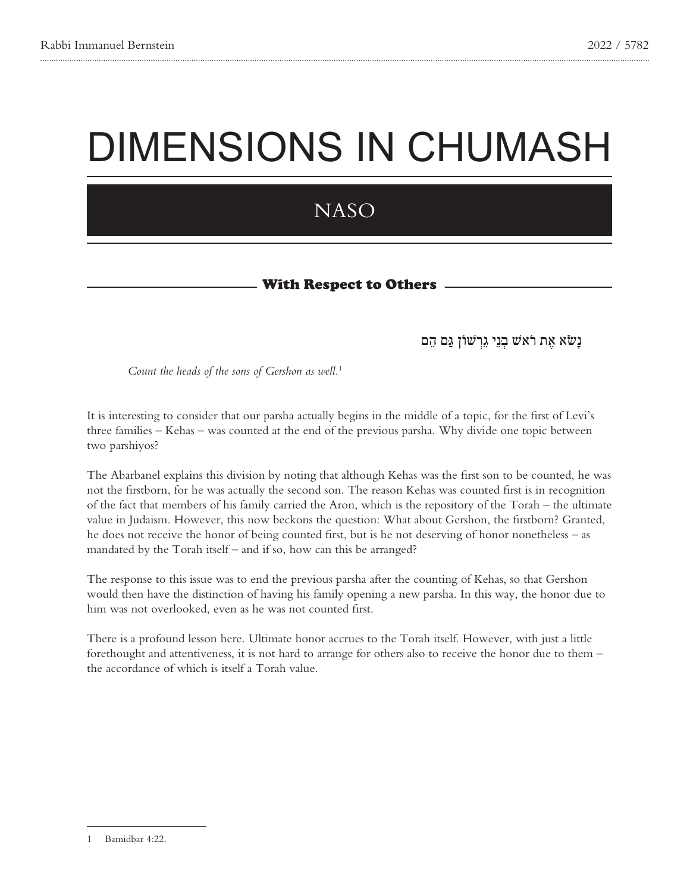# DIMENSIONS IN CHUMASH

## NASO

### With Respect to Others

נָשֹׂא אֶת רֹאשׁ בְּנֵי גֵרְשׁוֹן גַּם הֵם

*Count the heads of the sons of Gershon as well.*[1]

It is interesting to consider that our parsha actually begins in the middle of a topic, for the first of Levi's three families – Kehas – was counted at the end of the previous parsha. Why divide one topic between two parshiyos?

The Abarbanel explains this division by noting that although Kehas was the first son to be counted, he was not the firstborn, for he was actually the second son. The reason Kehas was counted first is in recognition of the fact that members of his family carried the Aron, which is the repository of the Torah – the ultimate value in Judaism. However, this now beckons the question: What about Gershon, the firstborn? Granted, he does not receive the honor of being counted first, but is he not deserving of honor nonetheless – as mandated by the Torah itself – and if so, how can this be arranged?

The response to this issue was to end the previous parsha after the counting of Kehas, so that Gershon would then have the distinction of having his family opening a new parsha. In this way, the honor due to him was not overlooked, even as he was not counted first.

There is a profound lesson here. Ultimate honor accrues to the Torah itself. However, with just a little forethought and attentiveness, it is not hard to arrange for others also to receive the honor due to them – the accordance of which is itself a Torah value.

---

1 Bamidbar 4:22.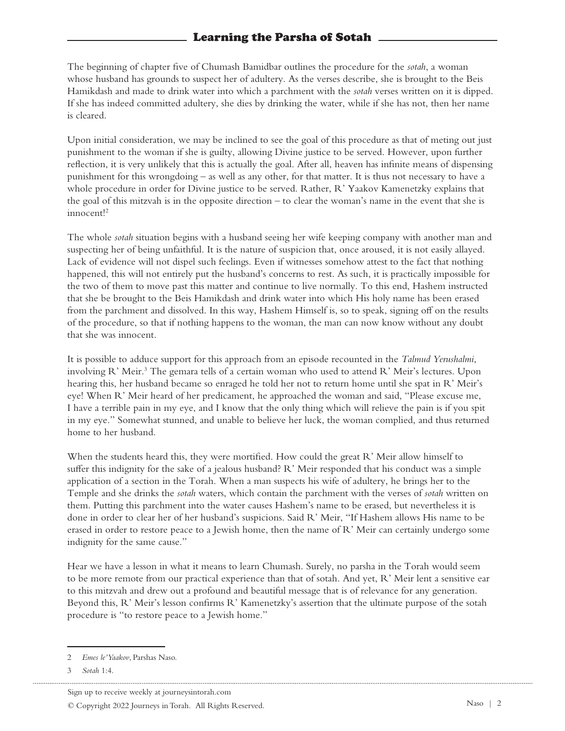## Learning the Parsha of Sotah

The beginning of chapter five of Chumash Bamidbar outlines the procedure for the *sotah*, a woman whose husband has grounds to suspect her of adultery. As the verses describe, she is brought to the Beis Hamikdash and made to drink water into which a parchment with the *sotah* verses written on it is dipped. If she has indeed committed adultery, she dies by drinking the water, while if she has not, then her name is cleared.

Upon initial consideration, we may be inclined to see the goal of this procedure as that of meting out just punishment to the woman if she is guilty, allowing Divine justice to be served. However, upon further reflection, it is very unlikely that this is actually the goal. After all, heaven has infinite means of dispensing punishment for this wrongdoing – as well as any other, for that matter. It is thus not necessary to have a whole procedure in order for Divine justice to be served. Rather, R' Yaakov Kamenetzky explains that the goal of this mitzvah is in the opposite direction – to clear the woman's name in the event that she is innocent![2]

The whole *sotah* situation begins with a husband seeing her wife keeping company with another man and suspecting her of being unfaithful. It is the nature of suspicion that, once aroused, it is not easily allayed. Lack of evidence will not dispel such feelings. Even if witnesses somehow attest to the fact that nothing happened, this will not entirely put the husband's concerns to rest. As such, it is practically impossible for the two of them to move past this matter and continue to live normally. To this end, Hashem instructed that she be brought to the Beis Hamikdash and drink water into which His holy name has been erased from the parchment and dissolved. In this way, Hashem Himself is, so to speak, signing off on the results of the procedure, so that if nothing happens to the woman, the man can now know without any doubt that she was innocent.

It is possible to adduce support for this approach from an episode recounted in the *Talmud Yerushalmi*, involving R' Meir.[3] The gemara tells of a certain woman who used to attend R' Meir's lectures. Upon hearing this, her husband became so enraged he told her not to return home until she spat in R' Meir's eye! When R' Meir heard of her predicament, he approached the woman and said, "Please excuse me, I have a terrible pain in my eye, and I know that the only thing which will relieve the pain is if you spit in my eye." Somewhat stunned, and unable to believe her luck, the woman complied, and thus returned home to her husband.

When the students heard this, they were mortified. How could the great R' Meir allow himself to suffer this indignity for the sake of a jealous husband? R' Meir responded that his conduct was a simple application of a section in the Torah. When a man suspects his wife of adultery, he brings her to the Temple and she drinks the *sotah* waters, which contain the parchment with the verses of *sotah* written on them. Putting this parchment into the water causes Hashem's name to be erased, but nevertheless it is done in order to clear her of her husband's suspicions. Said R' Meir, "If Hashem allows His name to be erased in order to restore peace to a Jewish home, then the name of R' Meir can certainly undergo some indignity for the same cause."

Hear we have a lesson in what it means to learn Chumash. Surely, no parsha in the Torah would seem to be more remote from our practical experience than that of sotah. And yet, R' Meir lent a sensitive ear to this mitzvah and drew out a profound and beautiful message that is of relevance for any generation. Beyond this, R' Meir's lesson confirms R' Kamenetzky's assertion that the ultimate purpose of the sotah procedure is "to restore peace to a Jewish home."

---

2 *Emes le'Yaakov*, Parshas Naso.

3 *Sotah* 1:4.

Sign up to receive weekly at journeysintorah.com

© Copyright 2022 Journeys in Torah. All Rights Reserved.